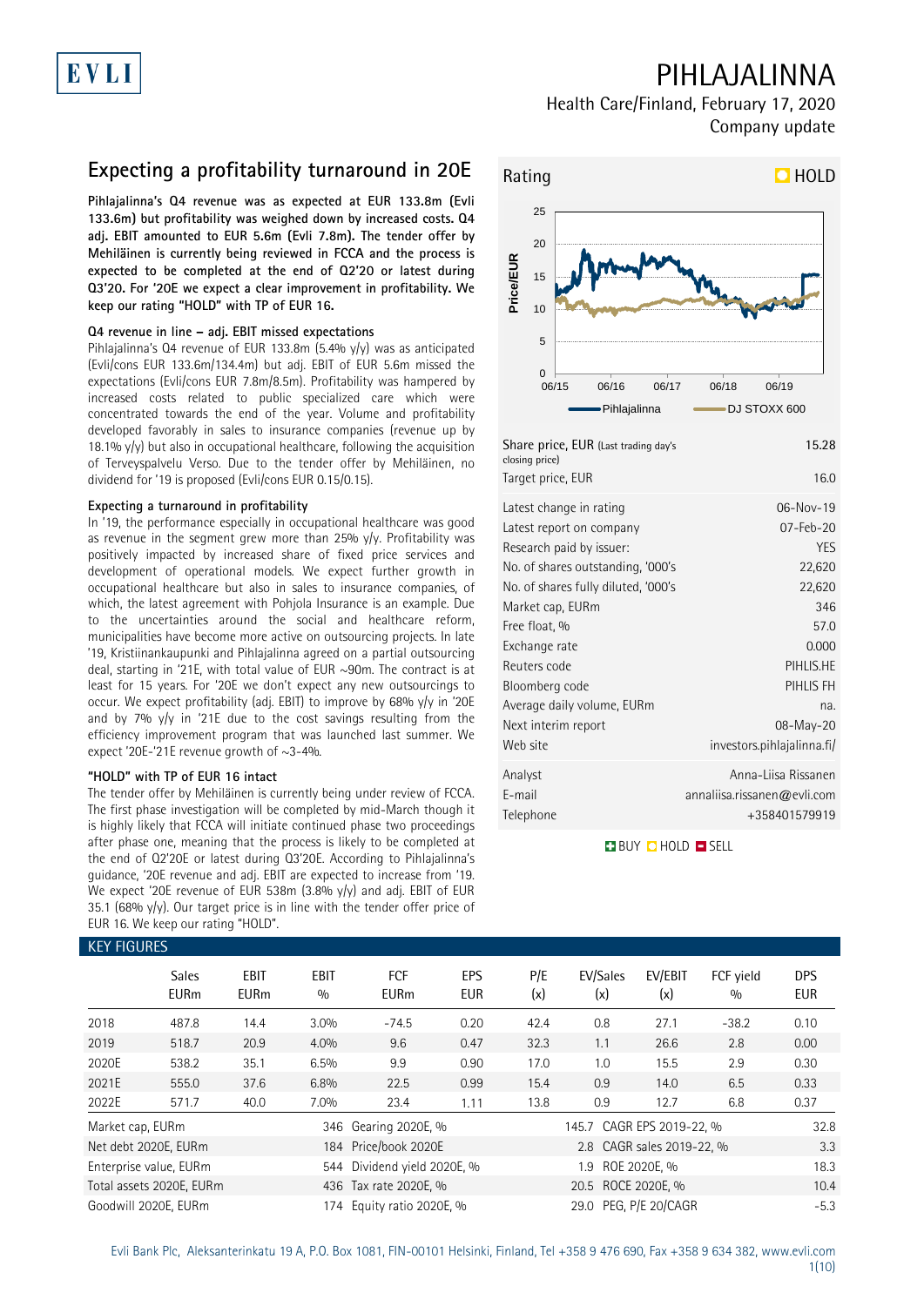# PIHLAJALINNA

Health Care/Finland, February 17, 2020

Company update

## Expecting a profitability turnaround in 20E

**Pihlajalinna's Q4 revenue was as expected at EUR 133.8m (Evli 133.6m) but profitability was weighed down by increased costs. Q4 adj. EBIT amounted to EUR 5.6m (Evli 7.8m). The tender offer by Mehiläinen is currently being reviewed in FCCA and the process is expected to be completed at the end of Q2'20 or latest during Q3'20. For '20E we expect a clear improvement in profitability. We keep our rating "HOLD" with TP of EUR 16.**

### Q4 revenue in line – adj. EBIT missed expectations

Pihlajalinna's Q4 revenue of EUR 133.8m (5.4% y/y) was as anticipated (Evli/cons EUR 133.6m/134.4m) but adj. EBIT of EUR 5.6m missed the expectations (Evli/cons EUR 7.8m/8.5m). Profitability was hampered by increased costs related to public specialized care which were concentrated towards the end of the year. Volume and profitability developed favorably in sales to insurance companies (revenue up by 18.1% y/y) but also in occupational healthcare, following the acquisition of Terveyspalvelu Verso. Due to the tender offer by Mehiläinen, no dividend for '19 is proposed (Evli/cons EUR 0.15/0.15).

### Expecting a turnaround in profitability

In '19, the performance especially in occupational healthcare was good as revenue in the segment grew more than 25% y/y. Profitability was positively impacted by increased share of fixed price services and development of operational models. We expect further growth in occupational healthcare but also in sales to insurance companies, of which, the latest agreement with Pohjola Insurance is an example. Due to the uncertainties around the social and healthcare reform, municipalities have become more active on outsourcing projects. In late '19, Kristiinankaupunki and Pihlajalinna agreed on a partial outsourcing deal, starting in '21E, with total value of EUR ~90m. The contract is at least for 15 years. For '20E we don't expect any new outsourcings to occur. We expect profitability (adj. EBIT) to improve by 68% y/y in '20E and by 7% y/y in '21E due to the cost savings resulting from the efficiency improvement program that was launched last summer. We expect '20E-'21E revenue growth of ~3-4%.

### "HOLD" with TP of EUR 16 intact

The tender offer by Mehiläinen is currently being under review of FCCA. The first phase investigation will be completed by mid-March though it is highly likely that FCCA will initiate continued phase two proceedings after phase one, meaning that the process is likely to be completed at the end of Q2'20E or latest during Q3'20E. According to Pihlajalinna's guidance, '20E revenue and adj. EBIT are expected to increase from '19. We expect '20E revenue of EUR 538m (3.8% y/y) and adj. EBIT of EUR 35.1 (68% y/y). Our target price is in line with the tender offer price of EUR 16. We keep our rating "HOLD".

**Rating: HOLD**

| | |
|---|---|
| Share price, EUR (Last trading day's closing price) | 15.28 |
| Target price, EUR | 16.0 |
| Latest change in rating | 06-Nov-19 |
| Latest report on company | 07-Feb-20 |
| Research paid by issuer: | YES |
| No. of shares outstanding, '000's | 22,620 |
| No. of shares fully diluted, '000's | 22,620 |
| Market cap, EURm | 346 |
| Free float, % | 57.0 |
| Exchange rate | 0.000 |
| Reuters code | PIHLIS.HE |
| Bloomberg code | PIHLIS FH |
| Average daily volume, EURm | na. |
| Next interim report | 08-May-20 |
| Web site | investors.pihlajalinna.fi/ |
| Analyst | Anna-Liisa Rissanen |
| E-mail | annaliisa.rissanen@evli.com |
| Telephone | +358401579919 |

BUY HOLD SELL

### KEY FIGURES

| | Sales EURm | EBIT EURm | EBIT % | FCF EURm | EPS EUR | P/E (x) | EV/Sales (x) | EV/EBIT (x) | FCF yield % | DPS EUR |
|---|---|---|---|---|---|---|---|---|---|---|
| 2018 | 487.8 | 14.4 | 3.0% | -74.5 | 0.20 | 42.4 | 0.8 | 27.1 | -38.2 | 0.10 |
| 2019 | 518.7 | 20.9 | 4.0% | 9.6 | 0.47 | 32.3 | 1.1 | 26.6 | 2.8 | 0.00 |
| 2020E | 538.2 | 35.1 | 6.5% | 9.9 | 0.90 | 17.0 | 1.0 | 15.5 | 2.9 | 0.30 |
| 2021E | 555.0 | 37.6 | 6.8% | 22.5 | 0.99 | 15.4 | 0.9 | 14.0 | 6.5 | 0.33 |
| 2022E | 571.7 | 40.0 | 7.0% | 23.4 | 1.11 | 13.8 | 0.9 | 12.7 | 6.8 | 0.37 |

| | | | | | |
|---|---|---|---|---|---|
| Market cap, EURm | 346 | Gearing 2020E, % | 145.7 | CAGR EPS 2019-22, % | 32.8 |
| Net debt 2020E, EURm | 184 | Price/book 2020E | 2.8 | CAGR sales 2019-22, % | 3.3 |
| Enterprise value, EURm | 544 | Dividend yield 2020E, % | 1.9 | ROE 2020E, % | 18.3 |
| Total assets 2020E, EURm | 436 | Tax rate 2020E, % | 20.5 | ROCE 2020E, % | 10.4 |
| Goodwill 2020E, EURm | 174 | Equity ratio 2020E, % | 29.0 | PEG, P/E 20/CAGR | -5.3 |

Evli Bank Plc, Aleksanterinkatu 19 A, P.O. Box 1081, FIN-00101 Helsinki, Finland, Tel +358 9 476 690, Fax +358 9 634 382, www.evli.com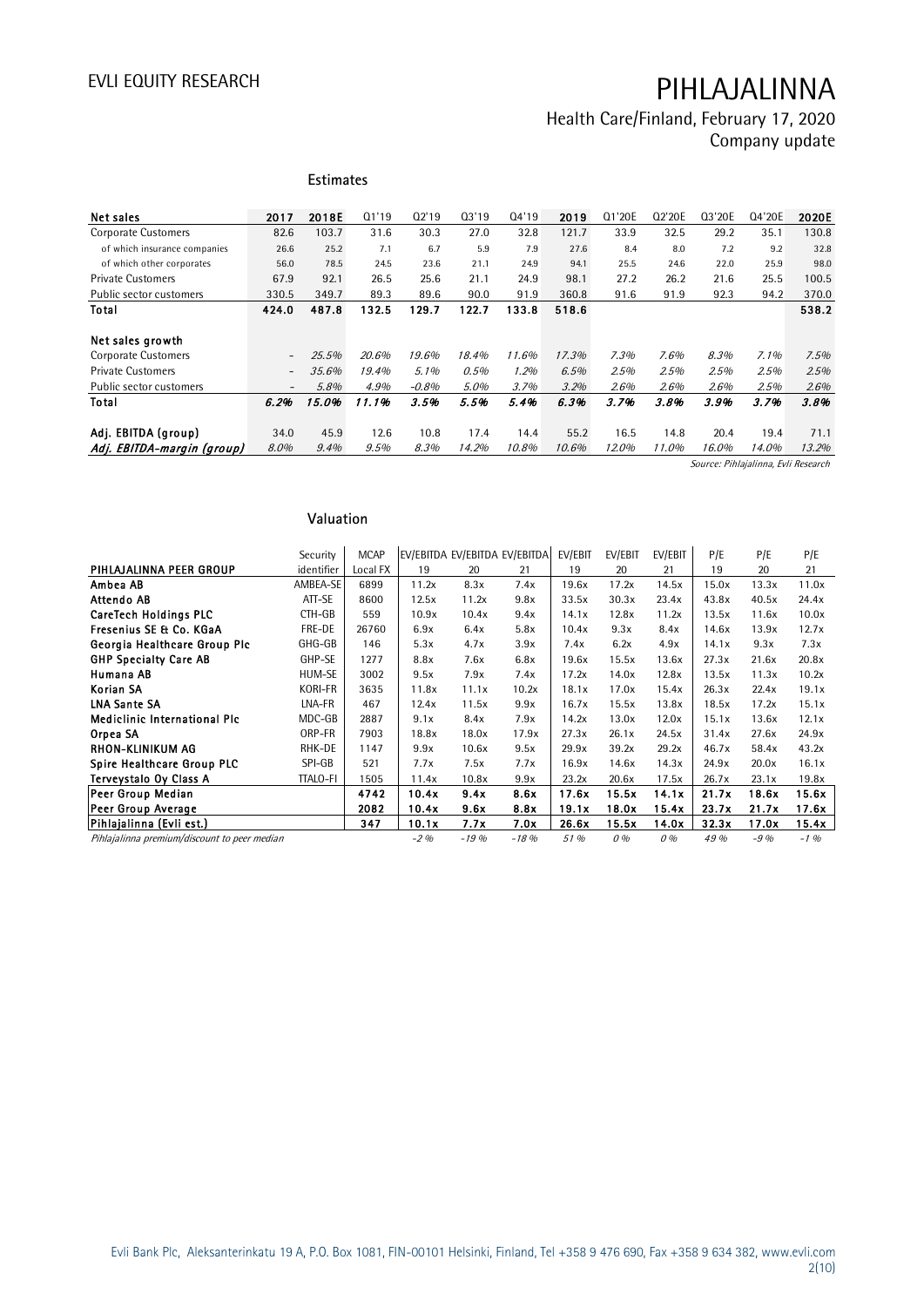## Estimates

| Net sales | 2017 | 2018E | Q1'19 | Q2'19 | Q3'19 | Q4'19 | 2019 | Q1'20E | Q2'20E | Q3'20E | Q4'20E | 2020E |
|---|---|---|---|---|---|---|---|---|---|---|---|---|
| Corporate Customers | 82.6 | 103.7 | 31.6 | 30.3 | 27.0 | 32.8 | 121.7 | 33.9 | 32.5 | 29.2 | 35.1 | 130.8 |
| of which insurance companies | 26.6 | 25.2 | 7.1 | 6.7 | 5.9 | 7.9 | 27.6 | 8.4 | 8.0 | 7.2 | 9.2 | 32.8 |
| of which other corporates | 56.0 | 78.5 | 24.5 | 23.6 | 21.1 | 24.9 | 94.1 | 25.5 | 24.6 | 22.0 | 25.9 | 98.0 |
| Private Customers | 67.9 | 92.1 | 26.5 | 25.6 | 21.1 | 24.9 | 98.1 | 27.2 | 26.2 | 21.6 | 25.5 | 100.5 |
| Public sector customers | 330.5 | 349.7 | 89.3 | 89.6 | 90.0 | 91.9 | 360.8 | 91.6 | 91.9 | 92.3 | 94.2 | 370.0 |
| **Total** | **424.0** | **487.8** | **132.5** | **129.7** | **122.7** | **133.8** | **518.6** | | | | | **538.2** |
| | | | | | | | | | | | | |
| **Net sales growth** | | | | | | | | | | | | |
| Corporate Customers | - | *25.5%* | *20.6%* | *19.6%* | *18.4%* | *11.6%* | *17.3%* | *7.3%* | *7.6%* | *8.3%* | *7.1%* | *7.5%* |
| Private Customers | - | *35.6%* | *19.4%* | *5.1%* | *0.5%* | *1.2%* | *6.5%* | *2.5%* | *2.5%* | *2.5%* | *2.5%* | *2.5%* |
| Public sector customers | - | *5.8%* | *4.9%* | *-0.8%* | *5.0%* | *3.7%* | *3.2%* | *2.6%* | *2.6%* | *2.6%* | *2.5%* | *2.6%* |
| **Total** | ***6.2%*** | ***15.0%*** | ***11.1%*** | ***3.5%*** | ***5.5%*** | ***5.4%*** | ***6.3%*** | ***3.7%*** | ***3.8%*** | ***3.9%*** | ***3.7%*** | ***3.8%*** |
| | | | | | | | | | | | | |
| **Adj. EBITDA (group)** | 34.0 | 45.9 | 12.6 | 10.8 | 17.4 | 14.4 | 55.2 | 16.5 | 14.8 | 20.4 | 19.4 | 71.1 |
| ***Adj. EBITDA-margin (group)*** | *8.0%* | *9.4%* | *9.5%* | *8.3%* | *14.2%* | *10.8%* | *10.6%* | *12.0%* | *11.0%* | *16.0%* | *14.0%* | *13.2%* |

*Source: Pihlajalinna, Evli Research*

## Valuation

| PIHLAJALINNA PEER GROUP | Security identifier | MCAP Local FX | EV/EBITDA 19 | EV/EBITDA 20 | EV/EBITDA 21 | EV/EBIT 19 | EV/EBIT 20 | EV/EBIT 21 | P/E 19 | P/E 20 | P/E 21 |
|---|---|---|---|---|---|---|---|---|---|---|---|
| **Ambea AB** | AMBEA-SE | 6899 | 11.2x | 8.3x | 7.4x | 19.6x | 17.2x | 14.5x | 15.0x | 13.3x | 11.0x |
| **Attendo AB** | ATT-SE | 8600 | 12.5x | 11.2x | 9.8x | 33.5x | 30.3x | 23.4x | 43.8x | 40.5x | 24.4x |
| **CareTech Holdings PLC** | CTH-GB | 559 | 10.9x | 10.4x | 9.4x | 14.1x | 12.8x | 11.2x | 13.5x | 11.6x | 10.0x |
| **Fresenius SE & Co. KGaA** | FRE-DE | 26760 | 6.9x | 6.4x | 5.8x | 10.4x | 9.3x | 8.4x | 14.6x | 13.9x | 12.7x |
| **Georgia Healthcare Group Plc** | GHG-GB | 146 | 5.3x | 4.7x | 3.9x | 7.4x | 6.2x | 4.9x | 14.1x | 9.3x | 7.3x |
| **GHP Specialty Care AB** | GHP-SE | 1277 | 8.8x | 7.6x | 6.8x | 19.6x | 15.5x | 13.6x | 27.3x | 21.6x | 20.8x |
| **Humana AB** | HUM-SE | 3002 | 9.5x | 7.9x | 7.4x | 17.2x | 14.0x | 12.8x | 13.5x | 11.3x | 10.2x |
| **Korian SA** | KORI-FR | 3635 | 11.8x | 11.1x | 10.2x | 18.1x | 17.0x | 15.4x | 26.3x | 22.4x | 19.1x |
| **LNA Sante SA** | LNA-FR | 467 | 12.4x | 11.5x | 9.9x | 16.7x | 15.5x | 13.8x | 18.5x | 17.2x | 15.1x |
| **Mediclinic International Plc** | MDC-GB | 2887 | 9.1x | 8.4x | 7.9x | 14.2x | 13.0x | 12.0x | 15.1x | 13.6x | 12.1x |
| **Orpea SA** | ORP-FR | 7903 | 18.8x | 18.0x | 17.9x | 27.3x | 26.1x | 24.5x | 31.4x | 27.6x | 24.9x |
| **RHON-KLINIKUM AG** | RHK-DE | 1147 | 9.9x | 10.6x | 9.5x | 29.9x | 39.2x | 29.2x | 46.7x | 58.4x | 43.2x |
| **Spire Healthcare Group PLC** | SPI-GB | 521 | 7.7x | 7.5x | 7.7x | 16.9x | 14.6x | 14.3x | 24.9x | 20.0x | 16.1x |
| **Terveystalo Oy Class A** | TTALO-FI | 1505 | 11.4x | 10.8x | 9.9x | 23.2x | 20.6x | 17.5x | 26.7x | 23.1x | 19.8x |
| **Peer Group Median** | | **4742** | **10.4x** | **9.4x** | **8.6x** | **17.6x** | **15.5x** | **14.1x** | **21.7x** | **18.6x** | **15.6x** |
| **Peer Group Average** | | **2082** | **10.4x** | **9.6x** | **8.8x** | **19.1x** | **18.0x** | **15.4x** | **23.7x** | **21.7x** | **17.6x** |
| **Pihlajalinna (Evli est.)** | | **347** | **10.1x** | **7.7x** | **7.0x** | **26.6x** | **15.5x** | **14.0x** | **32.3x** | **17.0x** | **15.4x** |
| *Pihlajalinna premium/discount to peer median* | | | *-2 %* | *-19 %* | *-18 %* | *51 %* | *0 %* | *0 %* | *49 %* | *-9 %* | *-1 %* |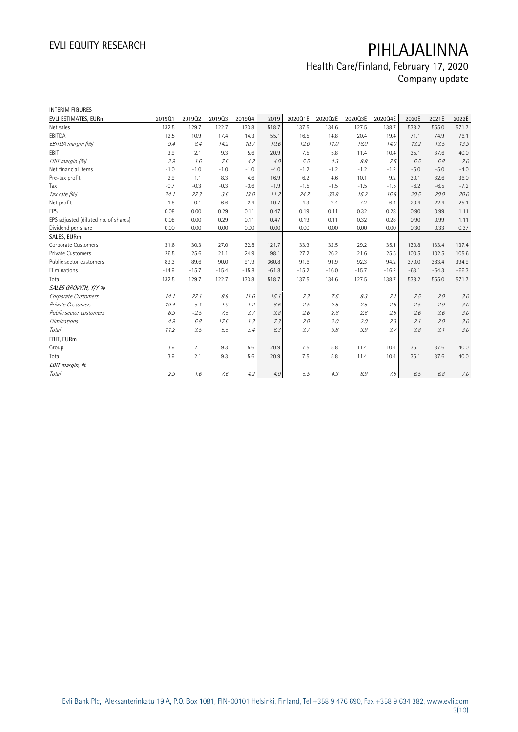INTERIM FIGURES

| EVLI ESTIMATES, EURm | 2019Q1 | 2019Q2 | 2019Q3 | 2019Q4 | 2019 | 2020Q1E | 2020Q2E | 2020Q3E | 2020Q4E | 2020E | 2021E | 2022E |
|---|---|---|---|---|---|---|---|---|---|---|---|---|
| Net sales | 132.5 | 129.7 | 122.7 | 133.8 | 518.7 | 137.5 | 134.6 | 127.5 | 138.7 | 538.2 | 555.0 | 571.7 |
| EBITDA | 12.5 | 10.9 | 17.4 | 14.3 | 55.1 | 16.5 | 14.8 | 20.4 | 19.4 | 71.1 | 74.9 | 76.1 |
| *EBITDA margin (%)* | *9.4* | *8.4* | *14.2* | *10.7* | *10.6* | *12.0* | *11.0* | *16.0* | *14.0* | *13.2* | *13.5* | *13.3* |
| EBIT | 3.9 | 2.1 | 9.3 | 5.6 | 20.9 | 7.5 | 5.8 | 11.4 | 10.4 | 35.1 | 37.6 | 40.0 |
| *EBIT margin (%)* | *2.9* | *1.6* | *7.6* | *4.2* | *4.0* | *5.5* | *4.3* | *8.9* | *7.5* | *6.5* | *6.8* | *7.0* |
| Net financial items | -1.0 | -1.0 | -1.0 | -1.0 | -4.0 | -1.2 | -1.2 | -1.2 | -1.2 | -5.0 | -5.0 | -4.0 |
| Pre-tax profit | 2.9 | 1.1 | 8.3 | 4.6 | 16.9 | 6.2 | 4.6 | 10.1 | 9.2 | 30.1 | 32.6 | 36.0 |
| Tax | -0.7 | -0.3 | -0.3 | -0.6 | -1.9 | -1.5 | -1.5 | -1.5 | -1.5 | -6.2 | -6.5 | -7.2 |
| *Tax rate (%)* | *24.1* | *27.3* | *3.6* | *13.0* | *11.2* | *24.7* | *33.9* | *15.2* | *16.8* | *20.5* | *20.0* | *20.0* |
| Net profit | 1.8 | -0.1 | 6.6 | 2.4 | 10.7 | 4.3 | 2.4 | 7.2 | 6.4 | 20.4 | 22.4 | 25.1 |
| EPS | 0.08 | 0.00 | 0.29 | 0.11 | 0.47 | 0.19 | 0.11 | 0.32 | 0.28 | 0.90 | 0.99 | 1.11 |
| EPS adjusted (diluted no. of shares) | 0.08 | 0.00 | 0.29 | 0.11 | 0.47 | 0.19 | 0.11 | 0.32 | 0.28 | 0.90 | 0.99 | 1.11 |
| Dividend per share | 0.00 | 0.00 | 0.00 | 0.00 | 0.00 | 0.00 | 0.00 | 0.00 | 0.00 | 0.30 | 0.33 | 0.37 |
| SALES, EURm | | | | | | | | | | | | |
| Corporate Customers | 31.6 | 30.3 | 27.0 | 32.8 | 121.7 | 33.9 | 32.5 | 29.2 | 35.1 | 130.8 | 133.4 | 137.4 |
| Private Customers | 26.5 | 25.6 | 21.1 | 24.9 | 98.1 | 27.2 | 26.2 | 21.6 | 25.5 | 100.5 | 102.5 | 105.6 |
| Public sector customers | 89.3 | 89.6 | 90.0 | 91.9 | 360.8 | 91.6 | 91.9 | 92.3 | 94.2 | 370.0 | 383.4 | 394.9 |
| Eliminations | -14.9 | -15.7 | -15.4 | -15.8 | -61.8 | -15.2 | -16.0 | -15.7 | -16.2 | -63.1 | -64.3 | -66.3 |
| Total | 132.5 | 129.7 | 122.7 | 133.8 | 518.7 | 137.5 | 134.6 | 127.5 | 138.7 | 538.2 | 555.0 | 571.7 |
| *SALES GROWTH, Y/Y %* | | | | | | | | | | | | |
| *Corporate Customers* | *14.1* | *27.1* | *8.9* | *11.6* | *15.1* | *7.3* | *7.6* | *8.3* | *7.1* | *7.5* | *2.0* | *3.0* |
| *Private Customers* | *19.4* | *5.1* | *1.0* | *1.2* | *6.6* | *2.5* | *2.5* | *2.5* | *2.5* | *2.5* | *2.0* | *3.0* |
| *Public sector customers* | *6.9* | *-2.5* | *7.5* | *3.7* | *3.8* | *2.6* | *2.6* | *2.6* | *2.5* | *2.6* | *3.6* | *3.0* |
| *Eliminations* | *4.9* | *6.8* | *17.6* | *1.3* | *7.3* | *2.0* | *2.0* | *2.0* | *2.3* | *2.1* | *2.0* | *3.0* |
| *Total* | *11.2* | *3.5* | *5.5* | *5.4* | *6.3* | *3.7* | *3.8* | *3.9* | *3.7* | *3.8* | *3.1* | *3.0* |
| EBIT, EURm | | | | | | | | | | | | |
| Group | 3.9 | 2.1 | 9.3 | 5.6 | 20.9 | 7.5 | 5.8 | 11.4 | 10.4 | 35.1 | 37.6 | 40.0 |
| Total | 3.9 | 2.1 | 9.3 | 5.6 | 20.9 | 7.5 | 5.8 | 11.4 | 10.4 | 35.1 | 37.6 | 40.0 |
| *EBIT margin, %* | | | | | | | | | | | | |
| *Total* | *2.9* | *1.6* | *7.6* | *4.2* | *4.0* | *5.5* | *4.3* | *8.9* | *7.5* | *6.5* | *6.8* | *7.0* |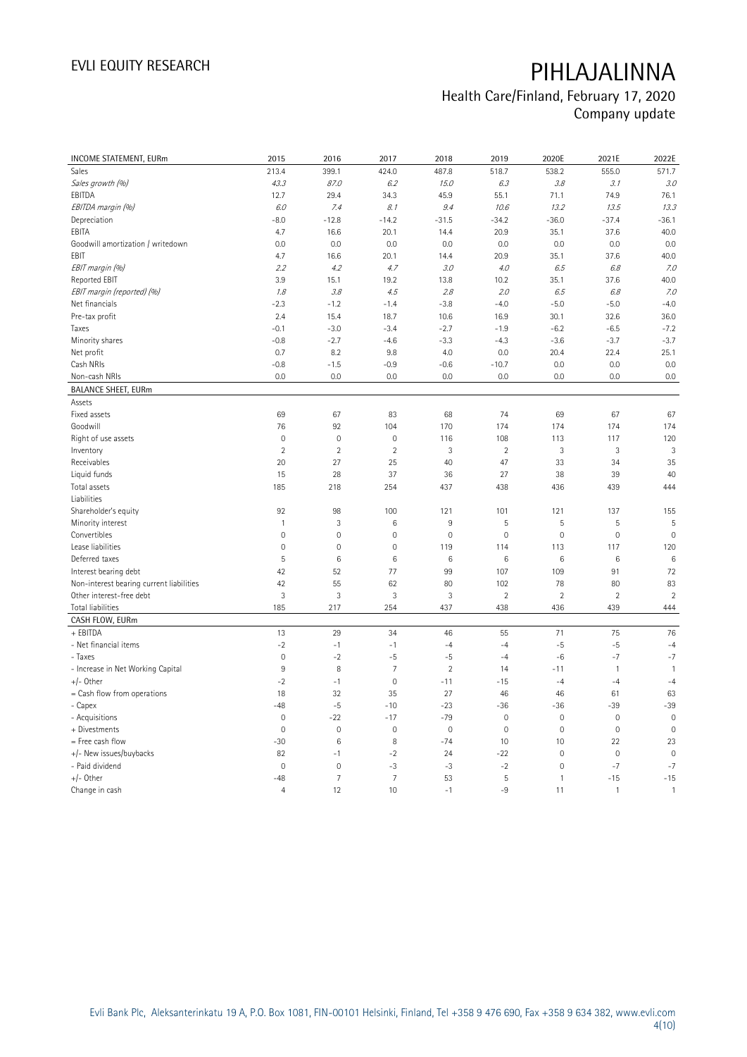# PIHLAJALINNA

Health Care/Finland, February 17, 2020
Company update

| INCOME STATEMENT, EURm | 2015 | 2016 | 2017 | 2018 | 2019 | 2020E | 2021E | 2022E |
|---|---|---|---|---|---|---|---|---|
| Sales | 213.4 | 399.1 | 424.0 | 487.8 | 518.7 | 538.2 | 555.0 | 571.7 |
| *Sales growth (%)* | *43.3* | *87.0* | *6.2* | *15.0* | *6.3* | *3.8* | *3.1* | *3.0* |
| EBITDA | 12.7 | 29.4 | 34.3 | 45.9 | 55.1 | 71.1 | 74.9 | 76.1 |
| *EBITDA margin (%)* | *6.0* | *7.4* | *8.1* | *9.4* | *10.6* | *13.2* | *13.5* | *13.3* |
| Depreciation | -8.0 | -12.8 | -14.2 | -31.5 | -34.2 | -36.0 | -37.4 | -36.1 |
| EBITA | 4.7 | 16.6 | 20.1 | 14.4 | 20.9 | 35.1 | 37.6 | 40.0 |
| Goodwill amortization / writedown | 0.0 | 0.0 | 0.0 | 0.0 | 0.0 | 0.0 | 0.0 | 0.0 |
| EBIT | 4.7 | 16.6 | 20.1 | 14.4 | 20.9 | 35.1 | 37.6 | 40.0 |
| *EBIT margin (%)* | *2.2* | *4.2* | *4.7* | *3.0* | *4.0* | *6.5* | *6.8* | *7.0* |
| Reported EBIT | 3.9 | 15.1 | 19.2 | 13.8 | 10.2 | 35.1 | 37.6 | 40.0 |
| *EBIT margin (reported) (%)* | *1.8* | *3.8* | *4.5* | *2.8* | *2.0* | *6.5* | *6.8* | *7.0* |
| Net financials | -2.3 | -1.2 | -1.4 | -3.8 | -4.0 | -5.0 | -5.0 | -4.0 |
| Pre-tax profit | 2.4 | 15.4 | 18.7 | 10.6 | 16.9 | 30.1 | 32.6 | 36.0 |
| Taxes | -0.1 | -3.0 | -3.4 | -2.7 | -1.9 | -6.2 | -6.5 | -7.2 |
| Minority shares | -0.8 | -2.7 | -4.6 | -3.3 | -4.3 | -3.6 | -3.7 | -3.7 |
| Net profit | 0.7 | 8.2 | 9.8 | 4.0 | 0.0 | 20.4 | 22.4 | 25.1 |
| Cash NRIs | -0.8 | -1.5 | -0.9 | -0.6 | -10.7 | 0.0 | 0.0 | 0.0 |
| Non-cash NRIs | 0.0 | 0.0 | 0.0 | 0.0 | 0.0 | 0.0 | 0.0 | 0.0 |
| **BALANCE SHEET, EURm** | | | | | | | | |
| Assets | | | | | | | | |
| Fixed assets | 69 | 67 | 83 | 68 | 74 | 69 | 67 | 67 |
| Goodwill | 76 | 92 | 104 | 170 | 174 | 174 | 174 | 174 |
| Right of use assets | 0 | 0 | 0 | 116 | 108 | 113 | 117 | 120 |
| Inventory | 2 | 2 | 2 | 3 | 2 | 3 | 3 | 3 |
| Receivables | 20 | 27 | 25 | 40 | 47 | 33 | 34 | 35 |
| Liquid funds | 15 | 28 | 37 | 36 | 27 | 38 | 39 | 40 |
| Total assets | 185 | 218 | 254 | 437 | 438 | 436 | 439 | 444 |
| Liabilities | | | | | | | | |
| Shareholder's equity | 92 | 98 | 100 | 121 | 101 | 121 | 137 | 155 |
| Minority interest | 1 | 3 | 6 | 9 | 5 | 5 | 5 | 5 |
| Convertibles | 0 | 0 | 0 | 0 | 0 | 0 | 0 | 0 |
| Lease liabilities | 0 | 0 | 0 | 119 | 114 | 113 | 117 | 120 |
| Deferred taxes | 5 | 6 | 6 | 6 | 6 | 6 | 6 | 6 |
| Interest bearing debt | 42 | 52 | 77 | 99 | 107 | 109 | 91 | 72 |
| Non-interest bearing current liabilities | 42 | 55 | 62 | 80 | 102 | 78 | 80 | 83 |
| Other interest-free debt | 3 | 3 | 3 | 3 | 2 | 2 | 2 | 2 |
| Total liabilities | 185 | 217 | 254 | 437 | 438 | 436 | 439 | 444 |
| **CASH FLOW, EURm** | | | | | | | | |
| + EBITDA | 13 | 29 | 34 | 46 | 55 | 71 | 75 | 76 |
| - Net financial items | -2 | -1 | -1 | -4 | -4 | -5 | -5 | -4 |
| - Taxes | 0 | -2 | -5 | -5 | -4 | -6 | -7 | -7 |
| - Increase in Net Working Capital | 9 | 8 | 7 | 2 | 14 | -11 | 1 | 1 |
| +/- Other | -2 | -1 | 0 | -11 | -15 | -4 | -4 | -4 |
| = Cash flow from operations | 18 | 32 | 35 | 27 | 46 | 46 | 61 | 63 |
| - Capex | -48 | -5 | -10 | -23 | -36 | -36 | -39 | -39 |
| - Acquisitions | 0 | -22 | -17 | -79 | 0 | 0 | 0 | 0 |
| + Divestments | 0 | 0 | 0 | 0 | 0 | 0 | 0 | 0 |
| = Free cash flow | -30 | 6 | 8 | -74 | 10 | 10 | 22 | 23 |
| +/- New issues/buybacks | 82 | -1 | -2 | 24 | -22 | 0 | 0 | 0 |
| - Paid dividend | 0 | 0 | -3 | -3 | -2 | 0 | -7 | -7 |
| +/- Other | -48 | 7 | 7 | 53 | 5 | 1 | -15 | -15 |
| Change in cash | 4 | 12 | 10 | -1 | -9 | 11 | 1 | 1 |

Evli Bank Plc, Aleksanterinkatu 19 A, P.O. Box 1081, FIN-00101 Helsinki, Finland, Tel +358 9 476 690, Fax +358 9 634 382, www.evli.com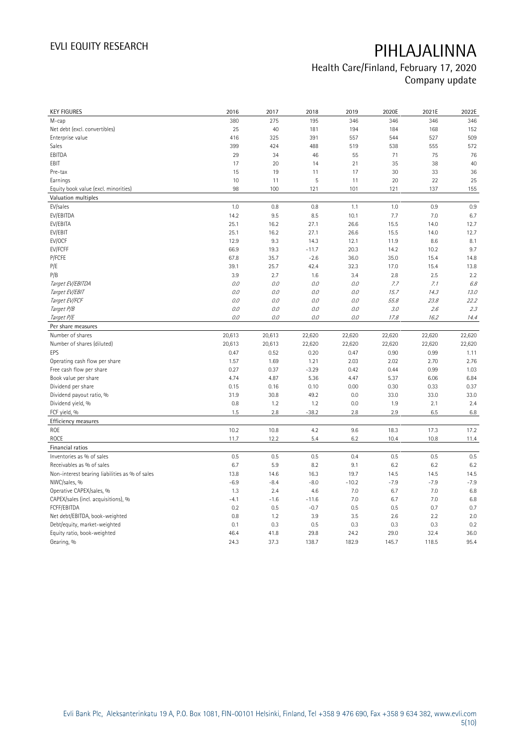# PIHLAJALINNA

Health Care/Finland, February 17, 2020
Company update

| KEY FIGURES | 2016 | 2017 | 2018 | 2019 | 2020E | 2021E | 2022E |
|---|---|---|---|---|---|---|---|
| M-cap | 380 | 275 | 195 | 346 | 346 | 346 | 346 |
| Net debt (excl. convertibles) | 25 | 40 | 181 | 194 | 184 | 168 | 152 |
| Enterprise value | 416 | 325 | 391 | 557 | 544 | 527 | 509 |
| Sales | 399 | 424 | 488 | 519 | 538 | 555 | 572 |
| EBITDA | 29 | 34 | 46 | 55 | 71 | 75 | 76 |
| EBIT | 17 | 20 | 14 | 21 | 35 | 38 | 40 |
| Pre-tax | 15 | 19 | 11 | 17 | 30 | 33 | 36 |
| Earnings | 10 | 11 | 5 | 11 | 20 | 22 | 25 |
| Equity book value (excl. minorities) | 98 | 100 | 121 | 101 | 121 | 137 | 155 |
| **Valuation multiples** | | | | | | | |
| EV/sales | 1.0 | 0.8 | 0.8 | 1.1 | 1.0 | 0.9 | 0.9 |
| EV/EBITDA | 14.2 | 9.5 | 8.5 | 10.1 | 7.7 | 7.0 | 6.7 |
| EV/EBITA | 25.1 | 16.2 | 27.1 | 26.6 | 15.5 | 14.0 | 12.7 |
| EV/EBIT | 25.1 | 16.2 | 27.1 | 26.6 | 15.5 | 14.0 | 12.7 |
| EV/OCF | 12.9 | 9.3 | 14.3 | 12.1 | 11.9 | 8.6 | 8.1 |
| EV/FCFF | 66.9 | 19.3 | -11.7 | 20.3 | 14.2 | 10.2 | 9.7 |
| P/FCFE | 67.8 | 35.7 | -2.6 | 36.0 | 35.0 | 15.4 | 14.8 |
| P/E | 39.1 | 25.7 | 42.4 | 32.3 | 17.0 | 15.4 | 13.8 |
| P/B | 3.9 | 2.7 | 1.6 | 3.4 | 2.8 | 2.5 | 2.2 |
| *Target EV/EBITDA* | *0.0* | *0.0* | *0.0* | *0.0* | *7.7* | *7.1* | *6.8* |
| *Target EV/EBIT* | *0.0* | *0.0* | *0.0* | *0.0* | *15.7* | *14.3* | *13.0* |
| *Target EV/FCF* | *0.0* | *0.0* | *0.0* | *0.0* | *55.8* | *23.8* | *22.2* |
| *Target P/B* | *0.0* | *0.0* | *0.0* | *0.0* | *3.0* | *2.6* | *2.3* |
| *Target P/E* | *0.0* | *0.0* | *0.0* | *0.0* | *17.8* | *16.2* | *14.4* |
| **Per share measures** | | | | | | | |
| Number of shares | 20,613 | 20,613 | 22,620 | 22,620 | 22,620 | 22,620 | 22,620 |
| Number of shares (diluted) | 20,613 | 20,613 | 22,620 | 22,620 | 22,620 | 22,620 | 22,620 |
| EPS | 0.47 | 0.52 | 0.20 | 0.47 | 0.90 | 0.99 | 1.11 |
| Operating cash flow per share | 1.57 | 1.69 | 1.21 | 2.03 | 2.02 | 2.70 | 2.76 |
| Free cash flow per share | 0.27 | 0.37 | -3.29 | 0.42 | 0.44 | 0.99 | 1.03 |
| Book value per share | 4.74 | 4.87 | 5.36 | 4.47 | 5.37 | 6.06 | 6.84 |
| Dividend per share | 0.15 | 0.16 | 0.10 | 0.00 | 0.30 | 0.33 | 0.37 |
| Dividend payout ratio, % | 31.9 | 30.8 | 49.2 | 0.0 | 33.0 | 33.0 | 33.0 |
| Dividend yield, % | 0.8 | 1.2 | 1.2 | 0.0 | 1.9 | 2.1 | 2.4 |
| FCF yield, % | 1.5 | 2.8 | -38.2 | 2.8 | 2.9 | 6.5 | 6.8 |
| **Efficiency measures** | | | | | | | |
| ROE | 10.2 | 10.8 | 4.2 | 9.6 | 18.3 | 17.3 | 17.2 |
| ROCE | 11.7 | 12.2 | 5.4 | 6.2 | 10.4 | 10.8 | 11.4 |
| **Financial ratios** | | | | | | | |
| Inventories as % of sales | 0.5 | 0.5 | 0.5 | 0.4 | 0.5 | 0.5 | 0.5 |
| Receivables as % of sales | 6.7 | 5.9 | 8.2 | 9.1 | 6.2 | 6.2 | 6.2 |
| Non-interest bearing liabilities as % of sales | 13.8 | 14.6 | 16.3 | 19.7 | 14.5 | 14.5 | 14.5 |
| NWC/sales, % | -6.9 | -8.4 | -8.0 | -10.2 | -7.9 | -7.9 | -7.9 |
| Operative CAPEX/sales, % | 1.3 | 2.4 | 4.6 | 7.0 | 6.7 | 7.0 | 6.8 |
| CAPEX/sales (incl. acquisitions), % | -4.1 | -1.6 | -11.6 | 7.0 | 6.7 | 7.0 | 6.8 |
| FCFF/EBITDA | 0.2 | 0.5 | -0.7 | 0.5 | 0.5 | 0.7 | 0.7 |
| Net debt/EBITDA, book-weighted | 0.8 | 1.2 | 3.9 | 3.5 | 2.6 | 2.2 | 2.0 |
| Debt/equity, market-weighted | 0.1 | 0.3 | 0.5 | 0.3 | 0.3 | 0.3 | 0.2 |
| Equity ratio, book-weighted | 46.4 | 41.8 | 29.8 | 24.2 | 29.0 | 32.4 | 36.0 |
| Gearing, % | 24.3 | 37.3 | 138.7 | 182.9 | 145.7 | 118.5 | 95.4 |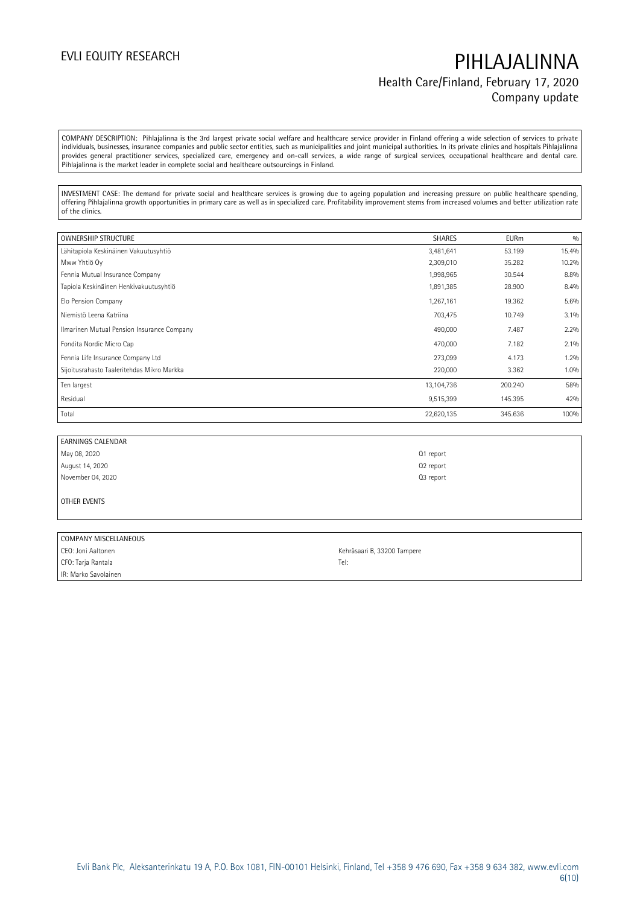COMPANY DESCRIPTION: Pihlajalinna is the 3rd largest private social welfare and healthcare service provider in Finland offering a wide selection of services to private individuals, businesses, insurance companies and public sector entities, such as municipalities and joint municipal authorities. In its private clinics and hospitals Pihlajalinna provides general practitioner services, specialized care, emergency and on-call services, a wide range of surgical services, occupational healthcare and dental care. Pihlajalinna is the market leader in complete social and healthcare outsourcings in Finland.

INVESTMENT CASE: The demand for private social and healthcare services is growing due to ageing population and increasing pressure on public healthcare spending, offering Pihlajalinna growth opportunities in primary care as well as in specialized care. Profitability improvement stems from increased volumes and better utilization rate of the clinics.

| OWNERSHIP STRUCTURE | SHARES | EURm | % |
|---|---|---|---|
| Lähitapiola Keskinäinen Vakuutusyhtiö | 3,481,641 | 53.199 | 15.4% |
| Mww Yhtiö Oy | 2,309,010 | 35.282 | 10.2% |
| Fennia Mutual Insurance Company | 1,998,965 | 30.544 | 8.8% |
| Tapiola Keskinäinen Henkivakuutusyhtiö | 1,891,385 | 28.900 | 8.4% |
| Elo Pension Company | 1,267,161 | 19.362 | 5.6% |
| Niemistö Leena Katriina | 703,475 | 10.749 | 3.1% |
| Ilmarinen Mutual Pension Insurance Company | 490,000 | 7.487 | 2.2% |
| Fondita Nordic Micro Cap | 470,000 | 7.182 | 2.1% |
| Fennia Life Insurance Company Ltd | 273,099 | 4.173 | 1.2% |
| Sijoitusrahasto Taaleritehdas Mikro Markka | 220,000 | 3.362 | 1.0% |
| Ten largest | 13,104,736 | 200.240 | 58% |
| Residual | 9,515,399 | 145.395 | 42% |
| Total | 22,620,135 | 345.636 | 100% |

| EARNINGS CALENDAR | |
|---|---|
| May 08, 2020 | Q1 report |
| August 14, 2020 | Q2 report |
| November 04, 2020 | Q3 report |

OTHER EVENTS

| COMPANY MISCELLANEOUS | |
|---|---|
| CEO: Joni Aaltonen | Kehräsaari B, 33200 Tampere |
| CFO: Tarja Rantala | Tel: |
| IR: Marko Savolainen | |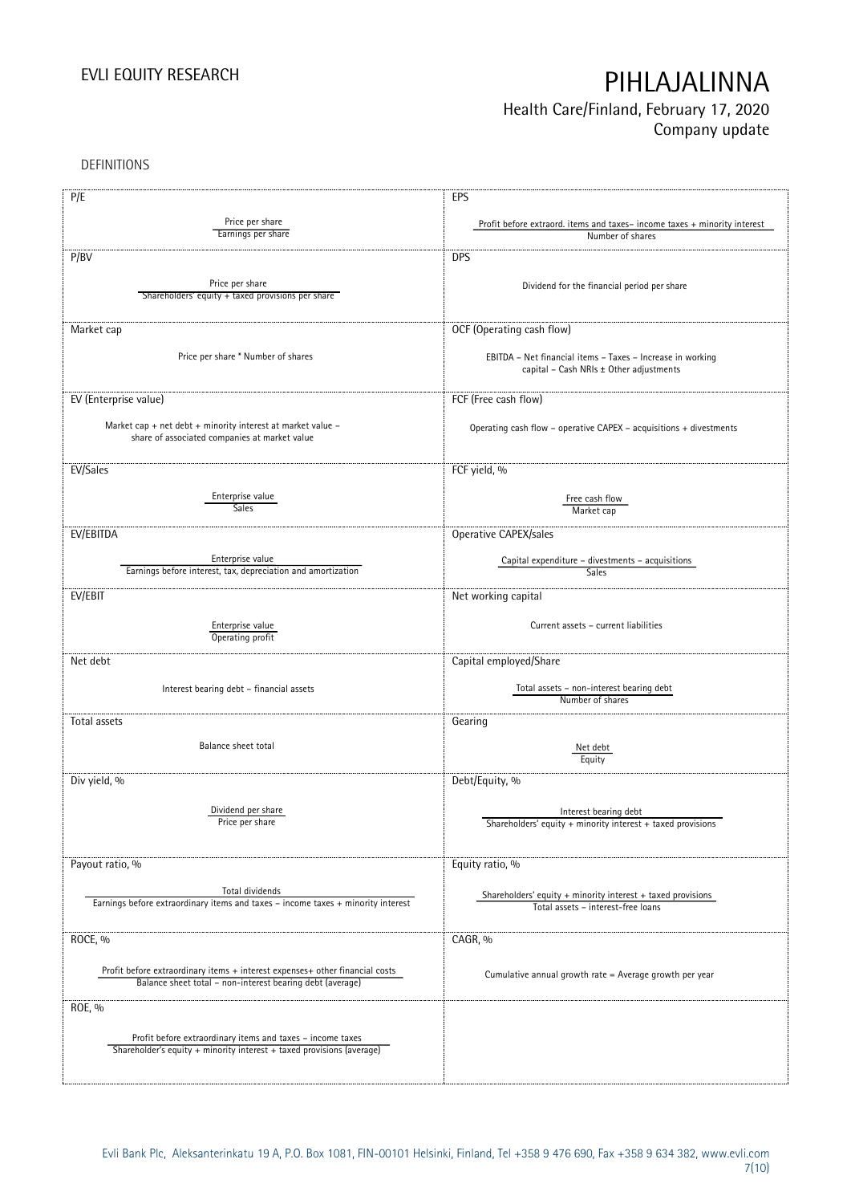DEFINITIONS

| P/E | EPS |
|---|---|
| Price per share / Earnings per share | Profit before extraord. items and taxes– income taxes + minority interest / Number of shares |
| **P/BV** | **DPS** |
| Price per share / Shareholders' equity + taxed provisions per share | Dividend for the financial period per share |
| **Market cap** | **OCF (Operating cash flow)** |
| Price per share * Number of shares | EBITDA – Net financial items – Taxes – Increase in working capital – Cash NRIs ± Other adjustments |
| **EV (Enterprise value)** | **FCF (Free cash flow)** |
| Market cap + net debt + minority interest at market value – share of associated companies at market value | Operating cash flow – operative CAPEX – acquisitions + divestments |
| **EV/Sales** | **FCF yield, %** |
| Enterprise value / Sales | Free cash flow / Market cap |
| **EV/EBITDA** | **Operative CAPEX/sales** |
| Enterprise value / Earnings before interest, tax, depreciation and amortization | Capital expenditure – divestments – acquisitions / Sales |
| **EV/EBIT** | **Net working capital** |
| Enterprise value / Operating profit | Current assets – current liabilities |
| **Net debt** | **Capital employed/Share** |
| Interest bearing debt – financial assets | Total assets – non-interest bearing debt / Number of shares |
| **Total assets** | **Gearing** |
| Balance sheet total | Net debt / Equity |
| **Div yield, %** | **Debt/Equity, %** |
| Dividend per share / Price per share | Interest bearing debt / Shareholders' equity + minority interest + taxed provisions |
| **Payout ratio, %** | **Equity ratio, %** |
| Total dividends / Earnings before extraordinary items and taxes – income taxes + minority interest | Shareholders' equity + minority interest + taxed provisions / Total assets – interest-free loans |
| **ROCE, %** | **CAGR, %** |
| Profit before extraordinary items + interest expenses+ other financial costs / Balance sheet total – non-interest bearing debt (average) | Cumulative annual growth rate = Average growth per year |
| **ROE, %** | |
| Profit before extraordinary items and taxes – income taxes / Shareholder's equity + minority interest + taxed provisions (average) | |

Evli Bank Plc, Aleksanterinkatu 19 A, P.O. Box 1081, FIN-00101 Helsinki, Finland, Tel +358 9 476 690, Fax +358 9 634 382, www.evli.com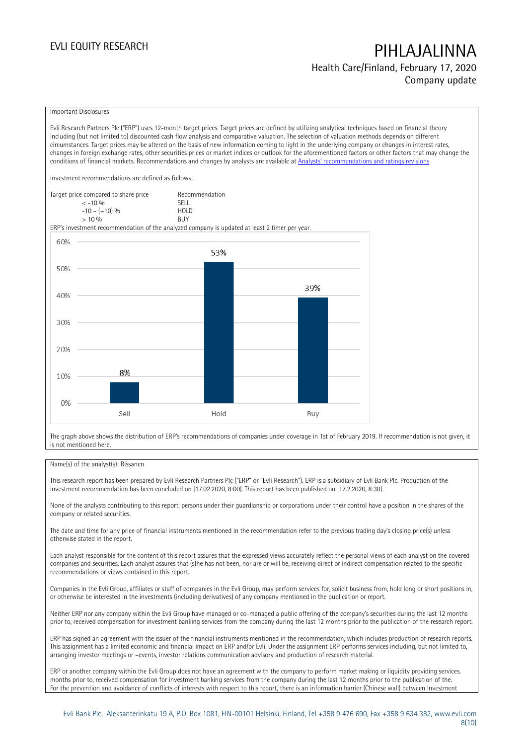Important Disclosures

Evli Research Partners Plc ("ERP") uses 12-month target prices. Target prices are defined by utilizing analytical techniques based on financial theory including (but not limited to) discounted cash flow analysis and comparative valuation. The selection of valuation methods depends on different circumstances. Target prices may be altered on the basis of new information coming to light in the underlying company or changes in interest rates, changes in foreign exchange rates, other securities prices or market indices or outlook for the aforementioned factors or other factors that may change the conditions of financial markets. Recommendations and changes by analysts are available at Analysts' recommendations and ratings revisions.

Investment recommendations are defined as follows:

| Target price compared to share price | Recommendation |
|---|---|
| < -10 % | SELL |
| -10 – (+10) % | HOLD |
| > 10 % | BUY |

ERP's investment recommendation of the analyzed company is updated at least 2 timer per year.

| | Sell | Hold | Buy |
|---|---|---|---|
| Share | 8% | 53% | 39% |

The graph above shows the distribution of ERP's recommendations of companies under coverage in 1st of February 2019. If recommendation is not given, it is not mentioned here.

Name(s) of the analyst(s): Rissanen

This research report has been prepared by Evli Research Partners Plc ("ERP" or "Evli Research"). ERP is a subsidiary of Evli Bank Plc. Production of the investment recommendation has been concluded on [17.02.2020, 8:00]. This report has been published on [17.2.2020, 8:30].

None of the analysts contributing to this report, persons under their guardianship or corporations under their control have a position in the shares of the company or related securities.

The date and time for any price of financial instruments mentioned in the recommendation refer to the previous trading day's closing price(s) unless otherwise stated in the report.

Each analyst responsible for the content of this report assures that the expressed views accurately reflect the personal views of each analyst on the covered companies and securities. Each analyst assures that (s)he has not been, nor are or will be, receiving direct or indirect compensation related to the specific recommendations or views contained in this report.

Companies in the Evli Group, affiliates or staff of companies in the Evli Group, may perform services for, solicit business from, hold long or short positions in, or otherwise be interested in the investments (including derivatives) of any company mentioned in the publication or report.

Neither ERP nor any company within the Evli Group have managed or co-managed a public offering of the company's securities during the last 12 months prior to, received compensation for investment banking services from the company during the last 12 months prior to the publication of the research report.

ERP has signed an agreement with the issuer of the financial instruments mentioned in the recommendation, which includes production of research reports. This assignment has a limited economic and financial impact on ERP and/or Evli. Under the assignment ERP performs services including, but not limited to, arranging investor meetings or –events, investor relations communication advisory and production of research material.

ERP or another company within the Evli Group does not have an agreement with the company to perform market making or liquidity providing services. months prior to, received compensation for investment banking services from the company during the last 12 months prior to the publication of the. For the prevention and avoidance of conflicts of interests with respect to this report, there is an information barrier (Chinese wall) between Investment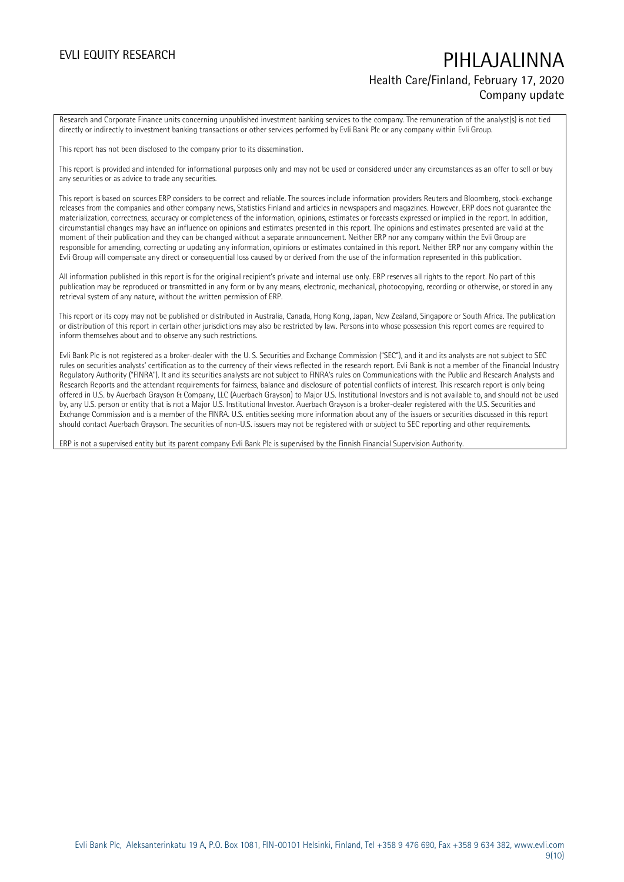Research and Corporate Finance units concerning unpublished investment banking services to the company. The remuneration of the analyst(s) is not tied directly or indirectly to investment banking transactions or other services performed by Evli Bank Plc or any company within Evli Group.

This report has not been disclosed to the company prior to its dissemination.

This report is provided and intended for informational purposes only and may not be used or considered under any circumstances as an offer to sell or buy any securities or as advice to trade any securities.

This report is based on sources ERP considers to be correct and reliable. The sources include information providers Reuters and Bloomberg, stock-exchange releases from the companies and other company news, Statistics Finland and articles in newspapers and magazines. However, ERP does not guarantee the materialization, correctness, accuracy or completeness of the information, opinions, estimates or forecasts expressed or implied in the report. In addition, circumstantial changes may have an influence on opinions and estimates presented in this report. The opinions and estimates presented are valid at the moment of their publication and they can be changed without a separate announcement. Neither ERP nor any company within the Evli Group are responsible for amending, correcting or updating any information, opinions or estimates contained in this report. Neither ERP nor any company within the Evli Group will compensate any direct or consequential loss caused by or derived from the use of the information represented in this publication.

All information published in this report is for the original recipient's private and internal use only. ERP reserves all rights to the report. No part of this publication may be reproduced or transmitted in any form or by any means, electronic, mechanical, photocopying, recording or otherwise, or stored in any retrieval system of any nature, without the written permission of ERP.

This report or its copy may not be published or distributed in Australia, Canada, Hong Kong, Japan, New Zealand, Singapore or South Africa. The publication or distribution of this report in certain other jurisdictions may also be restricted by law. Persons into whose possession this report comes are required to inform themselves about and to observe any such restrictions.

Evli Bank Plc is not registered as a broker-dealer with the U. S. Securities and Exchange Commission ("SEC"), and it and its analysts are not subject to SEC rules on securities analysts' certification as to the currency of their views reflected in the research report. Evli Bank is not a member of the Financial Industry Regulatory Authority ("FINRA"). It and its securities analysts are not subject to FINRA's rules on Communications with the Public and Research Analysts and Research Reports and the attendant requirements for fairness, balance and disclosure of potential conflicts of interest. This research report is only being offered in U.S. by Auerbach Grayson & Company, LLC (Auerbach Grayson) to Major U.S. Institutional Investors and is not available to, and should not be used by, any U.S. person or entity that is not a Major U.S. Institutional Investor. Auerbach Grayson is a broker-dealer registered with the U.S. Securities and Exchange Commission and is a member of the FINRA. U.S. entities seeking more information about any of the issuers or securities discussed in this report should contact Auerbach Grayson. The securities of non-U.S. issuers may not be registered with or subject to SEC reporting and other requirements.

ERP is not a supervised entity but its parent company Evli Bank Plc is supervised by the Finnish Financial Supervision Authority.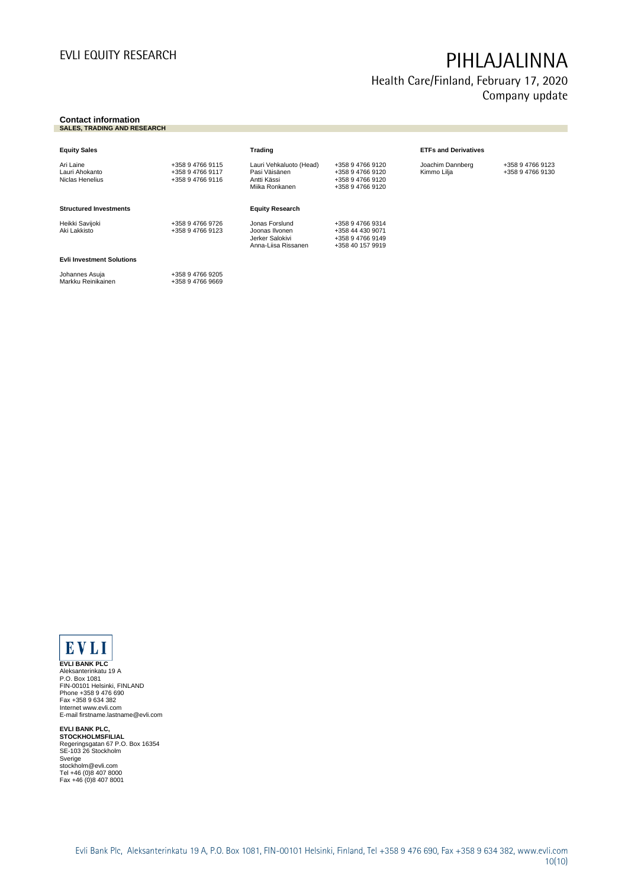## Contact information

**SALES, TRADING AND RESEARCH**

| | | | | | |
|---|---|---|---|---|---|
| **Equity Sales** | | **Trading** | | **ETFs and Derivatives** | |
| Ari Laine | +358 9 4766 9115 | Lauri Vehkaluoto (Head) | +358 9 4766 9120 | Joachim Dannberg | +358 9 4766 9123 |
| Lauri Ahokanto | +358 9 4766 9117 | Pasi Väisänen | +358 9 4766 9120 | Kimmo Lilja | +358 9 4766 9130 |
| Niclas Henelius | +358 9 4766 9116 | Antti Kässi | +358 9 4766 9120 | | |
| | | Miika Ronkanen | +358 9 4766 9120 | | |
| **Structured Investments** | | **Equity Research** | | | |
| Heikki Savijoki | +358 9 4766 9726 | Jonas Forslund | +358 9 4766 9314 | | |
| Aki Lakkisto | +358 9 4766 9123 | Joonas Ilvonen | +358 44 430 9071 | | |
| | | Jerker Salokivi | +358 9 4766 9149 | | |
| | | Anna-Liisa Rissanen | +358 40 157 9919 | | |
| **Evli Investment Solutions** | | | | | |
| Johannes Asuja | +358 9 4766 9205 | | | | |
| Markku Reinikainen | +358 9 4766 9669 | | | | |

EVLI

**EVLI BANK PLC**
Aleksanterinkatu 19 A
P.O. Box 1081
FIN-00101 Helsinki, FINLAND
Phone +358 9 476 690
Fax +358 9 634 382
Internet www.evli.com
E-mail firstname.lastname@evli.com

**EVLI BANK PLC, STOCKHOLMSFILIAL**
Regeringsgatan 67 P.O. Box 16354
SE-103 26 Stockholm
Sverige
stockholm@evli.com
Tel +46 (0)8 407 8000
Fax +46 (0)8 407 8001